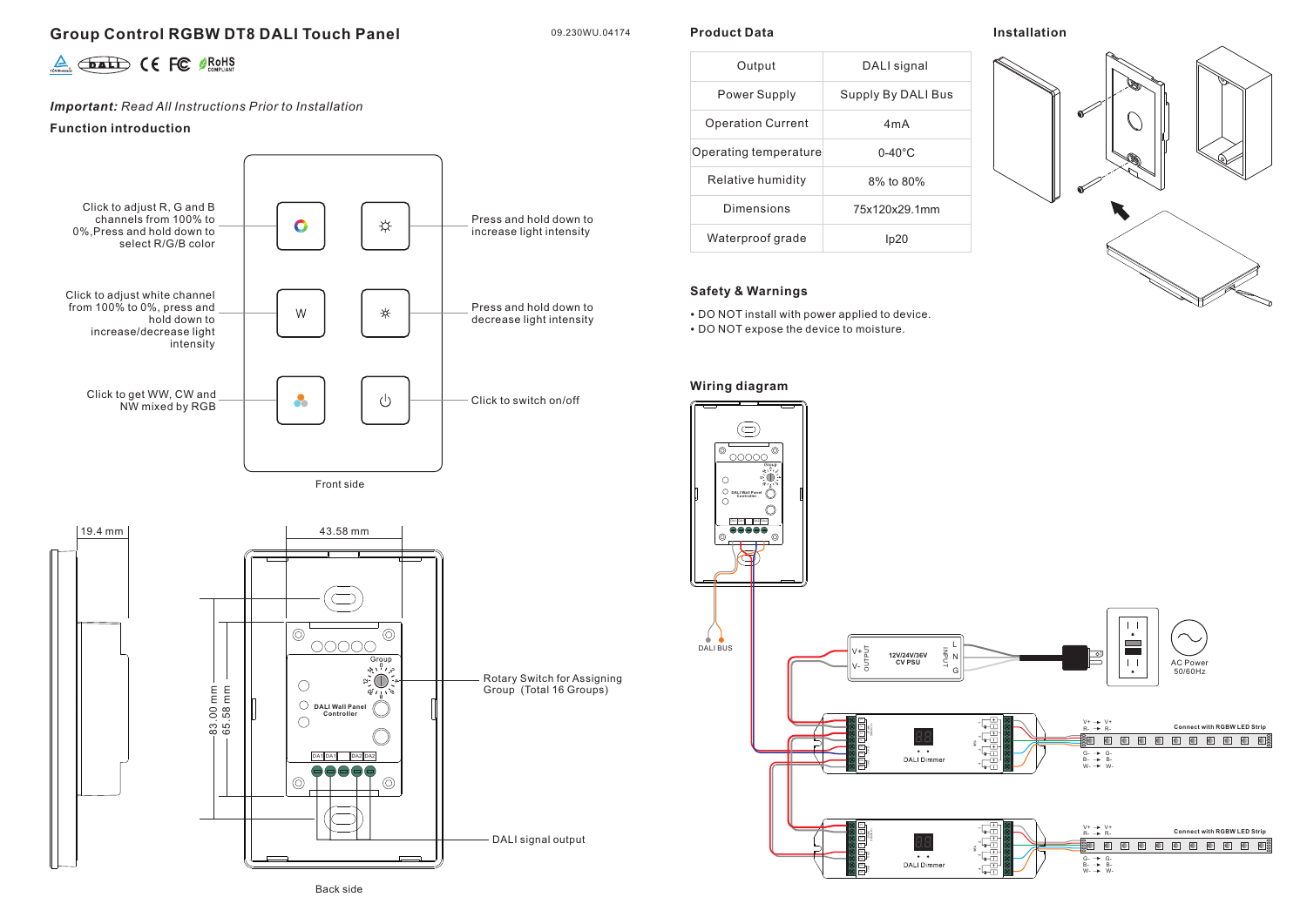# Group Control RGBW DT8 DALI Touch Panel

09.230WU.04174

*Important:* *Read All Instructions Prior to Installation*

## Function introduction

- Click to adjust R, G and B channels from 100% to 0%, Press and hold down to select R/G/B color
- Click to adjust white channel from 100% to 0%, press and hold down to increase/decrease light intensity
- Click to get WW, CW and NW mixed by RGB
- Press and hold down to increase light intensity
- Press and hold down to decrease light intensity
- Click to switch on/off

Front side

19.4 mm

43.58 mm

83.00 mm

65.58 mm

Rotary Switch for Assigning Group (Total 16 Groups)

DALI signal output

Back side

## Product Data

| Output | DALI signal |
|---|---|
| Power Supply | Supply By DALI Bus |
| Operation Current | 4mA |
| Operating temperature | 0-40°C |
| Relative humidity | 8% to 80% |
| Dimensions | 75x120x29.1mm |
| Waterproof grade | Ip20 |

## Installation

## Safety & Warnings

- DO NOT install with power applied to device.
- DO NOT expose the device to moisture.

## Wiring diagram

DALI BUS

12V/24V/36V CV PSU

AC Power 50/60Hz

DALI Dimmer

Connect with RGBW LED Strip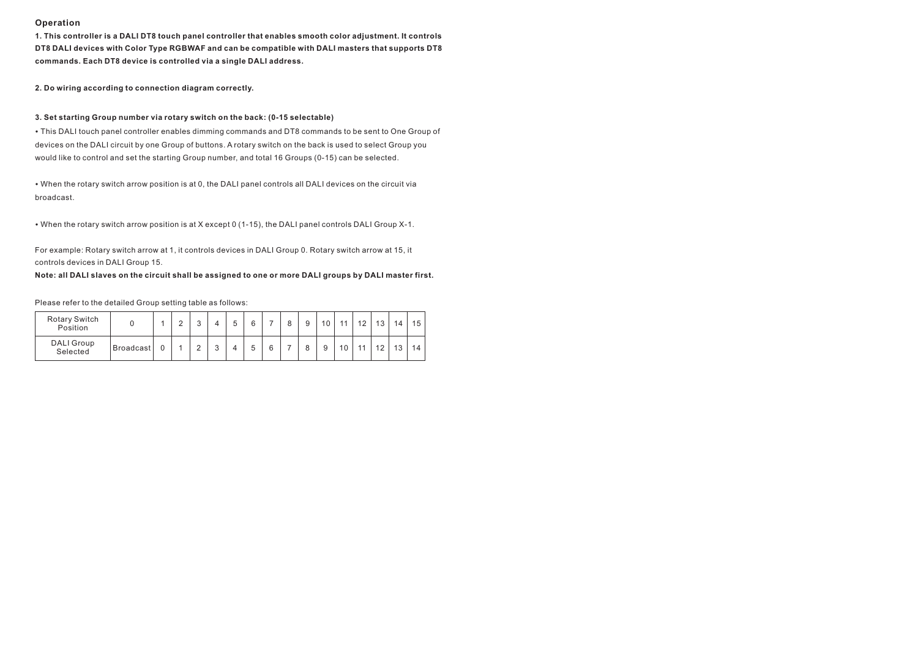**Operation**

**1. This controller is a DALI DT8 touch panel controller that enables smooth color adjustment. It controls DT8 DALI devices with Color Type RGBWAF and can be compatible with DALI masters that supports DT8 commands. Each DT8 device is controlled via a single DALI address.**

**2. Do wiring according to connection diagram correctly.**

**3. Set starting Group number via rotary switch on the back: (0-15 selectable)**

• This DALI touch panel controller enables dimming commands and DT8 commands to be sent to One Group of devices on the DALI circuit by one Group of buttons. A rotary switch on the back is used to select Group you would like to control and set the starting Group number, and total 16 Groups (0-15) can be selected.

• When the rotary switch arrow position is at 0, the DALI panel controls all DALI devices on the circuit via broadcast.

• When the rotary switch arrow position is at X except 0 (1-15), the DALI panel controls DALI Group X-1.

For example: Rotary switch arrow at 1, it controls devices in DALI Group 0. Rotary switch arrow at 15, it controls devices in DALI Group 15.

**Note: all DALI slaves on the circuit shall be assigned to one or more DALI groups by DALI master first.**

Please refer to the detailed Group setting table as follows:

| Rotary Switch Position | 0 | 1 | 2 | 3 | 4 | 5 | 6 | 7 | 8 | 9 | 10 | 11 | 12 | 13 | 14 | 15 |
|---|---|---|---|---|---|---|---|---|---|---|---|---|---|---|---|---|
| DALI Group Selected | Broadcast | 0 | 1 | 2 | 3 | 4 | 5 | 6 | 7 | 8 | 9 | 10 | 11 | 12 | 13 | 14 |